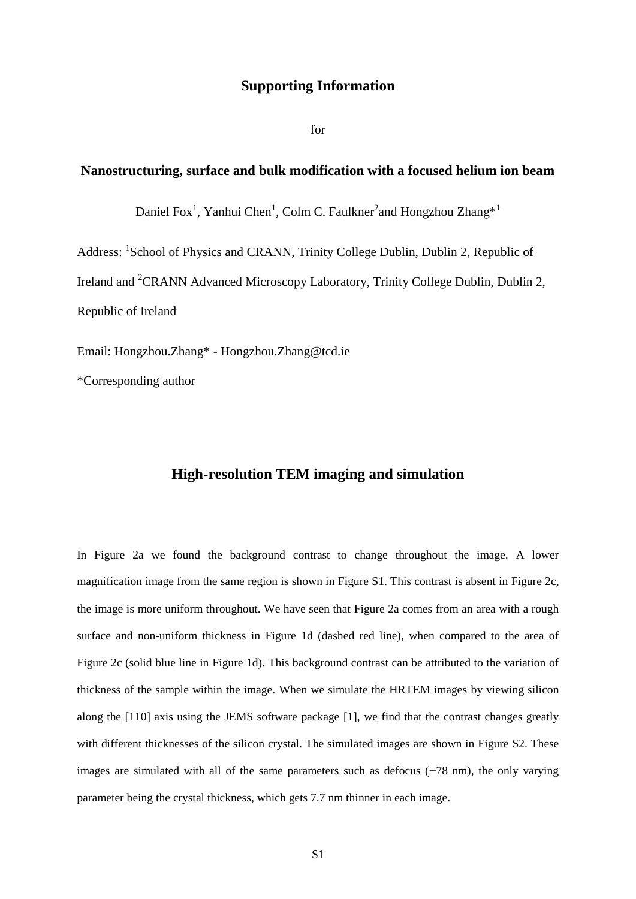# Supporting Information

for

## Nanostructuring, surface and bulk modification with a focused helium ion beam

Daniel Fox[1], Yanhui Chen[1], Colm C. Faulkner[2] and Hongzhou Zhang*[1]

Address: [1]School of Physics and CRANN, Trinity College Dublin, Dublin 2, Republic of Ireland and [2]CRANN Advanced Microscopy Laboratory, Trinity College Dublin, Dublin 2, Republic of Ireland

Email: Hongzhou.Zhang* - Hongzhou.Zhang@tcd.ie

*Corresponding author

## High-resolution TEM imaging and simulation

In Figure 2a we found the background contrast to change throughout the image. A lower magnification image from the same region is shown in Figure S1. This contrast is absent in Figure 2c, the image is more uniform throughout. We have seen that Figure 2a comes from an area with a rough surface and non-uniform thickness in Figure 1d (dashed red line), when compared to the area of Figure 2c (solid blue line in Figure 1d). This background contrast can be attributed to the variation of thickness of the sample within the image. When we simulate the HRTEM images by viewing silicon along the [110] axis using the JEMS software package [1], we find that the contrast changes greatly with different thicknesses of the silicon crystal. The simulated images are shown in Figure S2. These images are simulated with all of the same parameters such as defocus (−78 nm), the only varying parameter being the crystal thickness, which gets 7.7 nm thinner in each image.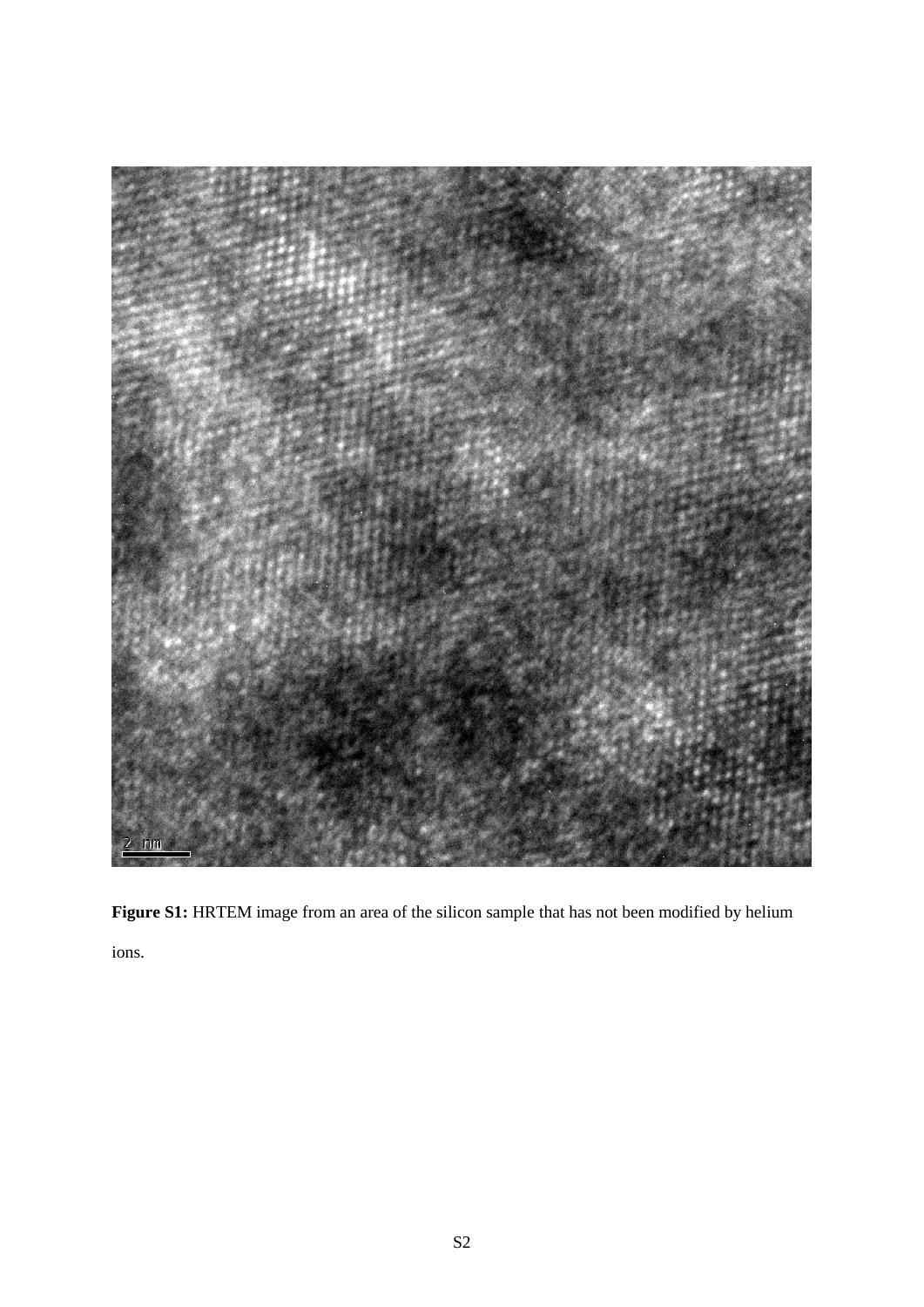**Figure S1:** HRTEM image from an area of the silicon sample that has not been modified by helium ions.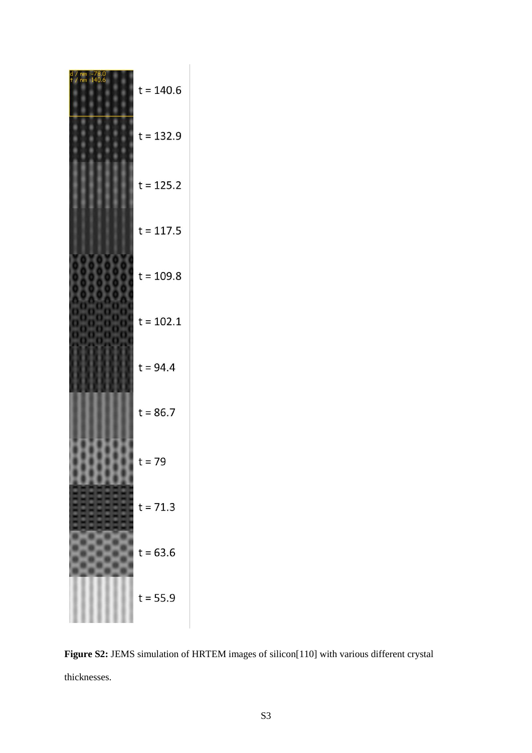t = 140.6

t = 132.9

t = 125.2

t = 117.5

t = 109.8

t = 102.1

t = 94.4

t = 86.7

t = 79

t = 71.3

t = 63.6

t = 55.9

**Figure S2:** JEMS simulation of HRTEM images of silicon[110] with various different crystal thicknesses.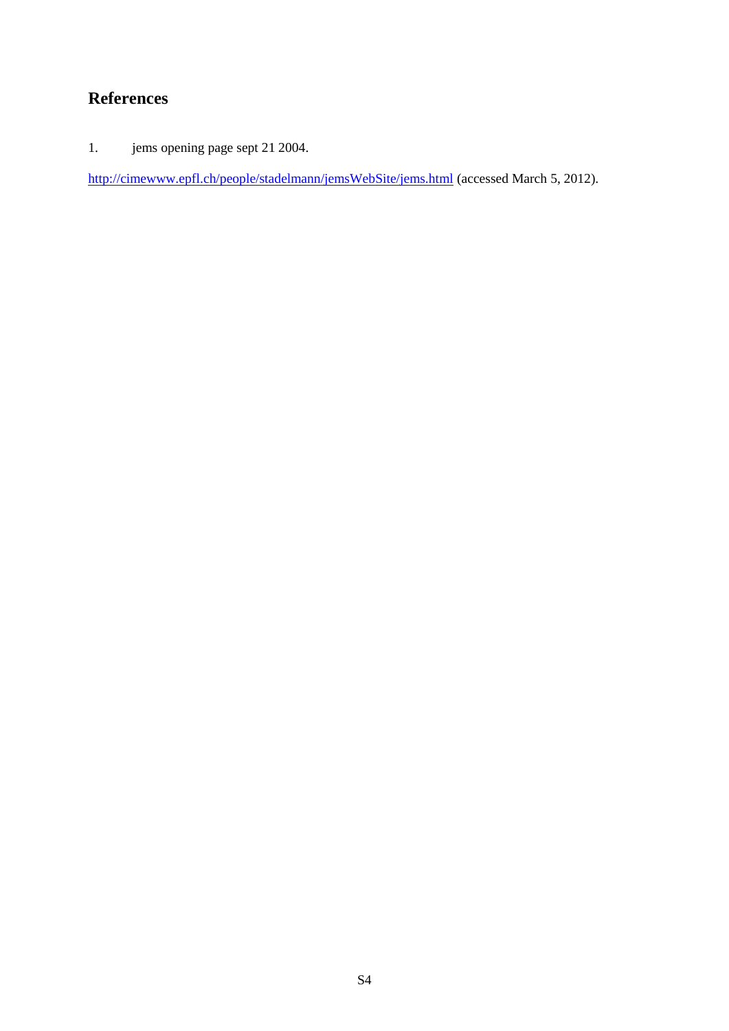## References

1. jems opening page sept 21 2004.

http://cimewww.epfl.ch/people/stadelmann/jemsWebSite/jems.html (accessed March 5, 2012).